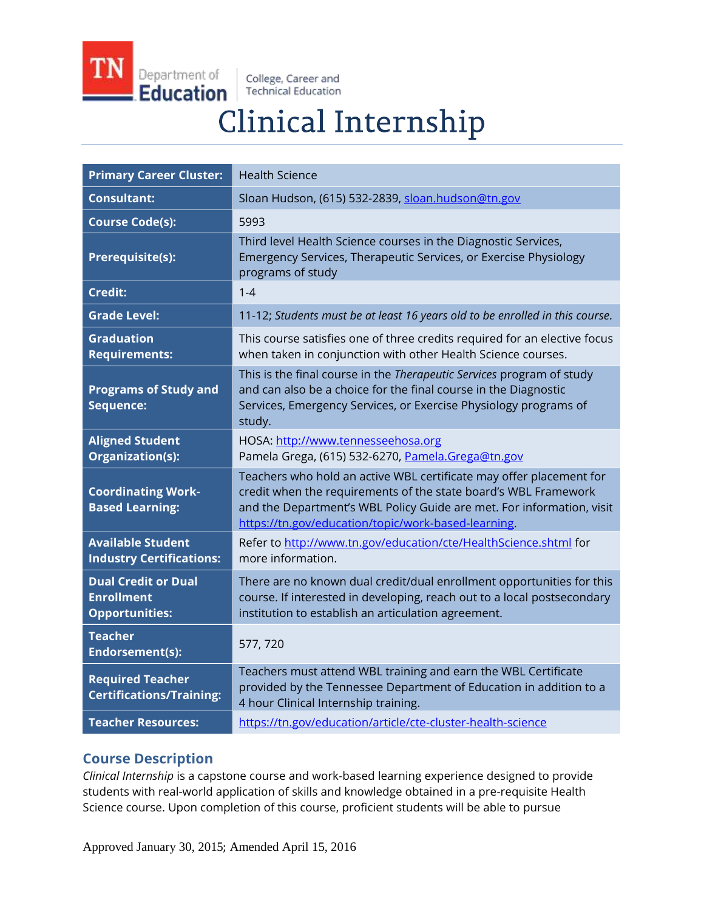TN Department of Education | College, Career and Technical Education

# Clinical Internship

| | |
|---|---|
| **Primary Career Cluster:** | Health Science |
| **Consultant:** | Sloan Hudson, (615) 532-2839, sloan.hudson@tn.gov |
| **Course Code(s):** | 5993 |
| **Prerequisite(s):** | Third level Health Science courses in the Diagnostic Services, Emergency Services, Therapeutic Services, or Exercise Physiology programs of study |
| **Credit:** | 1-4 |
| **Grade Level:** | 11-12; *Students must be at least 16 years old to be enrolled in this course.* |
| **Graduation Requirements:** | This course satisfies one of three credits required for an elective focus when taken in conjunction with other Health Science courses. |
| **Programs of Study and Sequence:** | This is the final course in the *Therapeutic Services* program of study and can also be a choice for the final course in the Diagnostic Services, Emergency Services, or Exercise Physiology programs of study. |
| **Aligned Student Organization(s):** | HOSA: http://www.tennesseehosa.org<br>Pamela Grega, (615) 532-6270, Pamela.Grega@tn.gov |
| **Coordinating Work-Based Learning:** | Teachers who hold an active WBL certificate may offer placement for credit when the requirements of the state board's WBL Framework and the Department's WBL Policy Guide are met. For information, visit https://tn.gov/education/topic/work-based-learning. |
| **Available Student Industry Certifications:** | Refer to http://www.tn.gov/education/cte/HealthScience.shtml for more information. |
| **Dual Credit or Dual Enrollment Opportunities:** | There are no known dual credit/dual enrollment opportunities for this course. If interested in developing, reach out to a local postsecondary institution to establish an articulation agreement. |
| **Teacher Endorsement(s):** | 577, 720 |
| **Required Teacher Certifications/Training:** | Teachers must attend WBL training and earn the WBL Certificate provided by the Tennessee Department of Education in addition to a 4 hour Clinical Internship training. |
| **Teacher Resources:** | https://tn.gov/education/article/cte-cluster-health-science |

## Course Description

*Clinical Internship* is a capstone course and work-based learning experience designed to provide students with real-world application of skills and knowledge obtained in a pre-requisite Health Science course. Upon completion of this course, proficient students will be able to pursue

Approved January 30, 2015; Amended April 15, 2016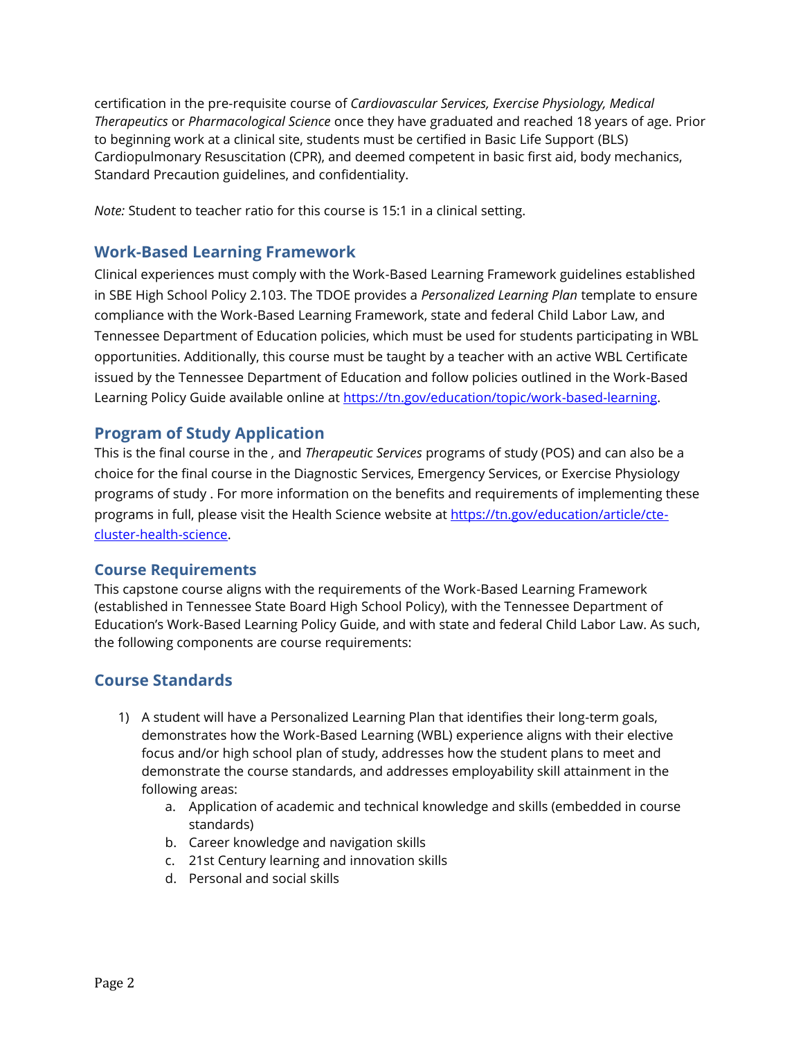certification in the pre-requisite course of *Cardiovascular Services, Exercise Physiology, Medical Therapeutics* or *Pharmacological Science* once they have graduated and reached 18 years of age. Prior to beginning work at a clinical site, students must be certified in Basic Life Support (BLS) Cardiopulmonary Resuscitation (CPR), and deemed competent in basic first aid, body mechanics, Standard Precaution guidelines, and confidentiality.

*Note:* Student to teacher ratio for this course is 15:1 in a clinical setting.

## Work-Based Learning Framework

Clinical experiences must comply with the Work-Based Learning Framework guidelines established in SBE High School Policy 2.103. The TDOE provides a *Personalized Learning Plan* template to ensure compliance with the Work-Based Learning Framework, state and federal Child Labor Law, and Tennessee Department of Education policies, which must be used for students participating in WBL opportunities. Additionally, this course must be taught by a teacher with an active WBL Certificate issued by the Tennessee Department of Education and follow policies outlined in the Work-Based Learning Policy Guide available online at [https://tn.gov/education/topic/work-based-learning](https://tn.gov/education/topic/work-based-learning).

## Program of Study Application

This is the final course in the *,* and *Therapeutic Services* programs of study (POS) and can also be a choice for the final course in the Diagnostic Services, Emergency Services, or Exercise Physiology programs of study . For more information on the benefits and requirements of implementing these programs in full, please visit the Health Science website at [https://tn.gov/education/article/cte-cluster-health-science](https://tn.gov/education/article/cte-cluster-health-science).

## Course Requirements

This capstone course aligns with the requirements of the Work-Based Learning Framework (established in Tennessee State Board High School Policy), with the Tennessee Department of Education's Work-Based Learning Policy Guide, and with state and federal Child Labor Law. As such, the following components are course requirements:

## Course Standards

1) A student will have a Personalized Learning Plan that identifies their long-term goals, demonstrates how the Work-Based Learning (WBL) experience aligns with their elective focus and/or high school plan of study, addresses how the student plans to meet and demonstrate the course standards, and addresses employability skill attainment in the following areas:
    a. Application of academic and technical knowledge and skills (embedded in course standards)
    b. Career knowledge and navigation skills
    c. 21st Century learning and innovation skills
    d. Personal and social skills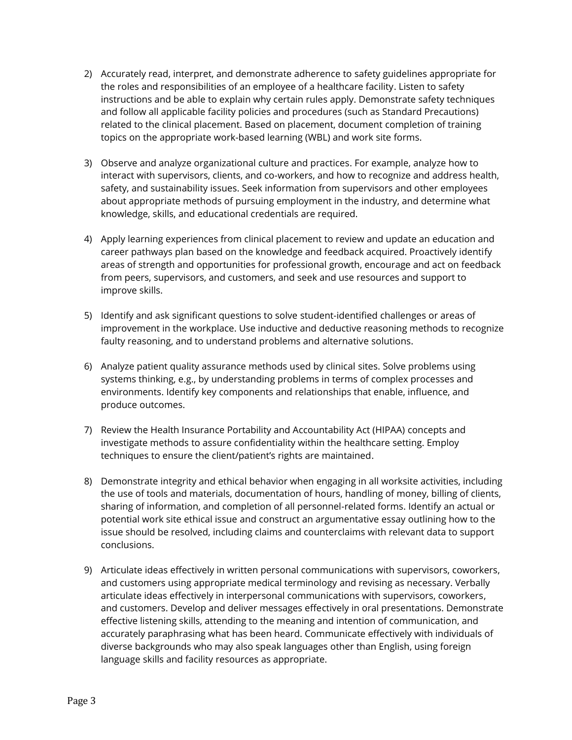2) Accurately read, interpret, and demonstrate adherence to safety guidelines appropriate for the roles and responsibilities of an employee of a healthcare facility. Listen to safety instructions and be able to explain why certain rules apply. Demonstrate safety techniques and follow all applicable facility policies and procedures (such as Standard Precautions) related to the clinical placement. Based on placement, document completion of training topics on the appropriate work-based learning (WBL) and work site forms.

3) Observe and analyze organizational culture and practices. For example, analyze how to interact with supervisors, clients, and co-workers, and how to recognize and address health, safety, and sustainability issues. Seek information from supervisors and other employees about appropriate methods of pursuing employment in the industry, and determine what knowledge, skills, and educational credentials are required.

4) Apply learning experiences from clinical placement to review and update an education and career pathways plan based on the knowledge and feedback acquired. Proactively identify areas of strength and opportunities for professional growth, encourage and act on feedback from peers, supervisors, and customers, and seek and use resources and support to improve skills.

5) Identify and ask significant questions to solve student-identified challenges or areas of improvement in the workplace. Use inductive and deductive reasoning methods to recognize faulty reasoning, and to understand problems and alternative solutions.

6) Analyze patient quality assurance methods used by clinical sites. Solve problems using systems thinking, e.g., by understanding problems in terms of complex processes and environments. Identify key components and relationships that enable, influence, and produce outcomes.

7) Review the Health Insurance Portability and Accountability Act (HIPAA) concepts and investigate methods to assure confidentiality within the healthcare setting. Employ techniques to ensure the client/patient's rights are maintained.

8) Demonstrate integrity and ethical behavior when engaging in all worksite activities, including the use of tools and materials, documentation of hours, handling of money, billing of clients, sharing of information, and completion of all personnel-related forms. Identify an actual or potential work site ethical issue and construct an argumentative essay outlining how to the issue should be resolved, including claims and counterclaims with relevant data to support conclusions.

9) Articulate ideas effectively in written personal communications with supervisors, coworkers, and customers using appropriate medical terminology and revising as necessary. Verbally articulate ideas effectively in interpersonal communications with supervisors, coworkers, and customers. Develop and deliver messages effectively in oral presentations. Demonstrate effective listening skills, attending to the meaning and intention of communication, and accurately paraphrasing what has been heard. Communicate effectively with individuals of diverse backgrounds who may also speak languages other than English, using foreign language skills and facility resources as appropriate.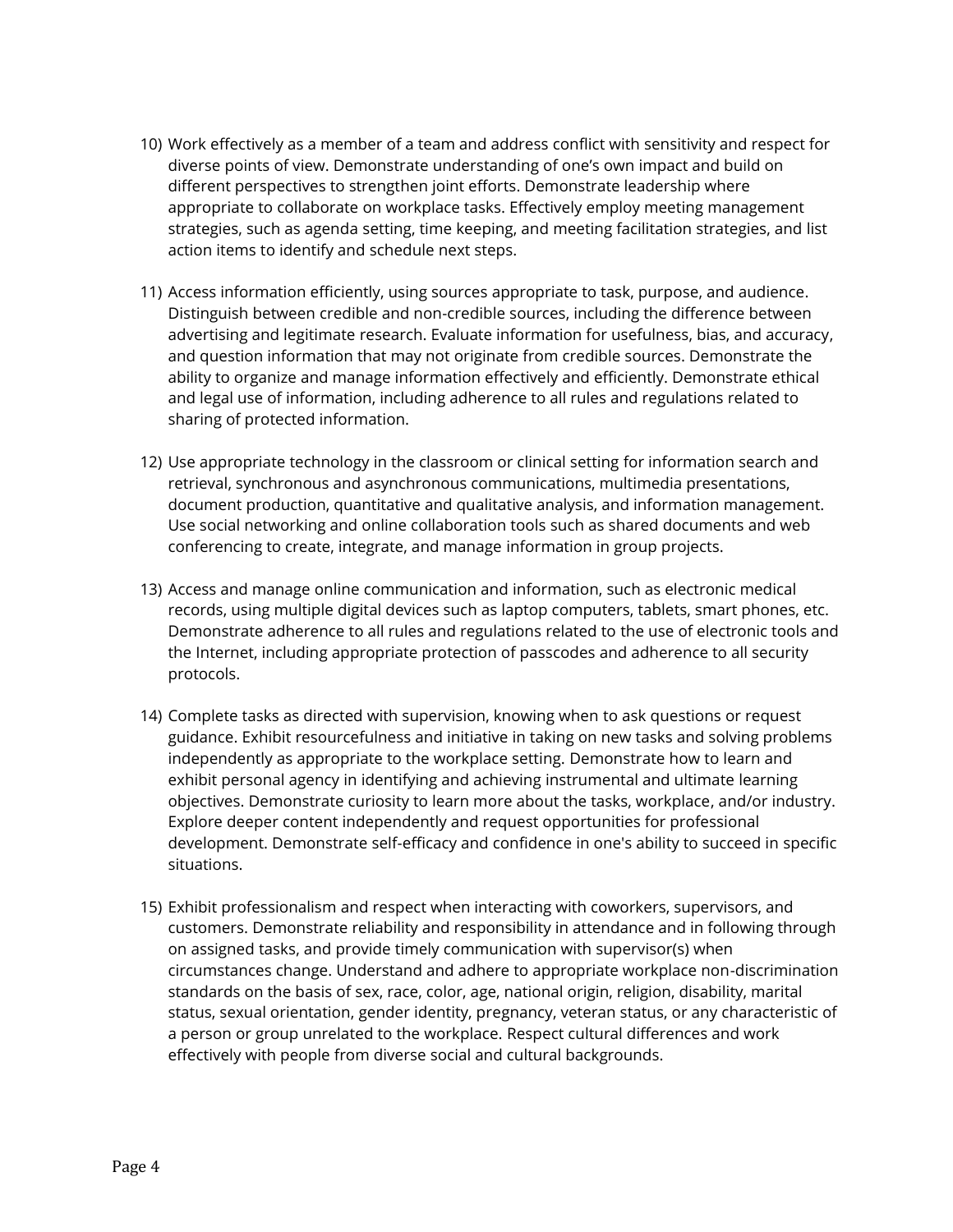10) Work effectively as a member of a team and address conflict with sensitivity and respect for diverse points of view. Demonstrate understanding of one's own impact and build on different perspectives to strengthen joint efforts. Demonstrate leadership where appropriate to collaborate on workplace tasks. Effectively employ meeting management strategies, such as agenda setting, time keeping, and meeting facilitation strategies, and list action items to identify and schedule next steps.

11) Access information efficiently, using sources appropriate to task, purpose, and audience. Distinguish between credible and non-credible sources, including the difference between advertising and legitimate research. Evaluate information for usefulness, bias, and accuracy, and question information that may not originate from credible sources. Demonstrate the ability to organize and manage information effectively and efficiently. Demonstrate ethical and legal use of information, including adherence to all rules and regulations related to sharing of protected information.

12) Use appropriate technology in the classroom or clinical setting for information search and retrieval, synchronous and asynchronous communications, multimedia presentations, document production, quantitative and qualitative analysis, and information management. Use social networking and online collaboration tools such as shared documents and web conferencing to create, integrate, and manage information in group projects.

13) Access and manage online communication and information, such as electronic medical records, using multiple digital devices such as laptop computers, tablets, smart phones, etc. Demonstrate adherence to all rules and regulations related to the use of electronic tools and the Internet, including appropriate protection of passcodes and adherence to all security protocols.

14) Complete tasks as directed with supervision, knowing when to ask questions or request guidance. Exhibit resourcefulness and initiative in taking on new tasks and solving problems independently as appropriate to the workplace setting. Demonstrate how to learn and exhibit personal agency in identifying and achieving instrumental and ultimate learning objectives. Demonstrate curiosity to learn more about the tasks, workplace, and/or industry. Explore deeper content independently and request opportunities for professional development. Demonstrate self-efficacy and confidence in one's ability to succeed in specific situations.

15) Exhibit professionalism and respect when interacting with coworkers, supervisors, and customers. Demonstrate reliability and responsibility in attendance and in following through on assigned tasks, and provide timely communication with supervisor(s) when circumstances change. Understand and adhere to appropriate workplace non-discrimination standards on the basis of sex, race, color, age, national origin, religion, disability, marital status, sexual orientation, gender identity, pregnancy, veteran status, or any characteristic of a person or group unrelated to the workplace. Respect cultural differences and work effectively with people from diverse social and cultural backgrounds.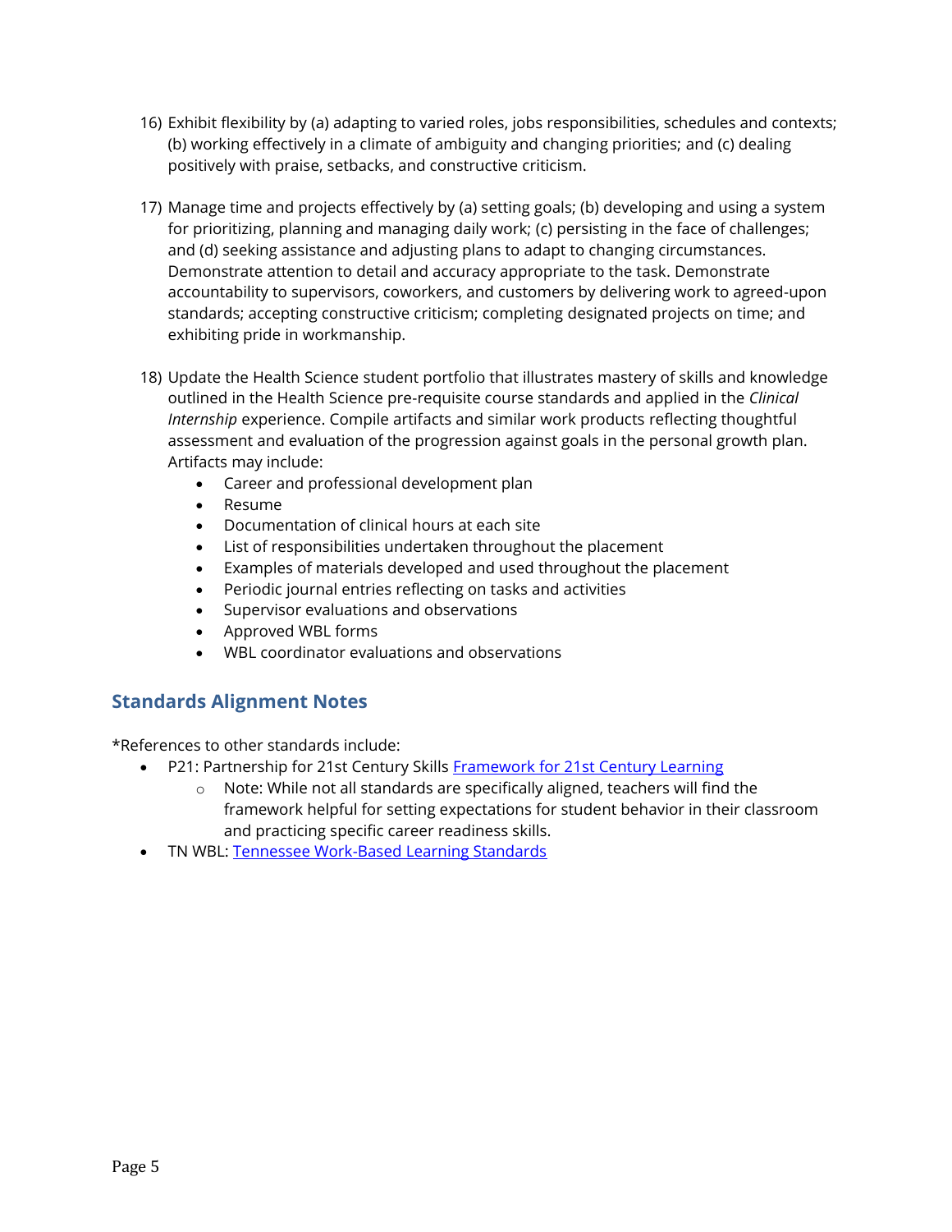16) Exhibit flexibility by (a) adapting to varied roles, jobs responsibilities, schedules and contexts; (b) working effectively in a climate of ambiguity and changing priorities; and (c) dealing positively with praise, setbacks, and constructive criticism.

17) Manage time and projects effectively by (a) setting goals; (b) developing and using a system for prioritizing, planning and managing daily work; (c) persisting in the face of challenges; and (d) seeking assistance and adjusting plans to adapt to changing circumstances. Demonstrate attention to detail and accuracy appropriate to the task. Demonstrate accountability to supervisors, coworkers, and customers by delivering work to agreed-upon standards; accepting constructive criticism; completing designated projects on time; and exhibiting pride in workmanship.

18) Update the Health Science student portfolio that illustrates mastery of skills and knowledge outlined in the Health Science pre-requisite course standards and applied in the *Clinical Internship* experience. Compile artifacts and similar work products reflecting thoughtful assessment and evaluation of the progression against goals in the personal growth plan. Artifacts may include:
    - Career and professional development plan
    - Resume
    - Documentation of clinical hours at each site
    - List of responsibilities undertaken throughout the placement
    - Examples of materials developed and used throughout the placement
    - Periodic journal entries reflecting on tasks and activities
    - Supervisor evaluations and observations
    - Approved WBL forms
    - WBL coordinator evaluations and observations

## Standards Alignment Notes

*References to other standards include:

- P21: Partnership for 21st Century Skills [Framework for 21st Century Learning]
    - Note: While not all standards are specifically aligned, teachers will find the framework helpful for setting expectations for student behavior in their classroom and practicing specific career readiness skills.
- TN WBL: [Tennessee Work-Based Learning Standards]